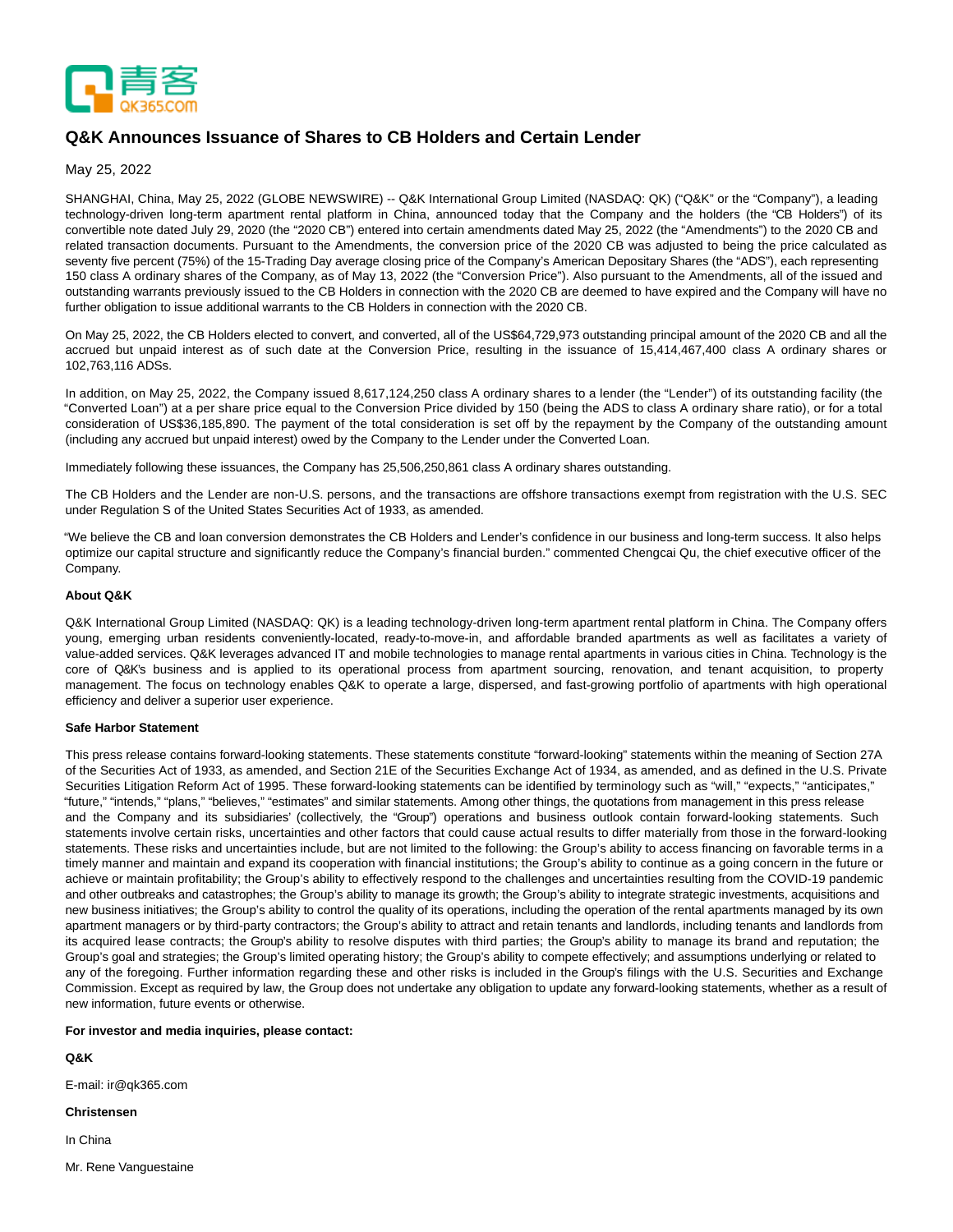# Q&K Announces Issuance of Shares to CB Holders and Certain Lender

May 25, 2022

SHANGHAI, China, May 25, 2022 (GLOBE NEWSWIRE) -- Q&K International Group Limited (NASDAQ: QK) ("Q&K" or the "Company"), a leading technology-driven long-term apartment rental platform in China, announced today that the Company and the holders (the "CB Holders") of its convertible note dated July 29, 2020 (the "2020 CB") entered into certain amendments dated May 25, 2022 (the "Amendments") to the 2020 CB and related transaction documents. Pursuant to the Amendments, the conversion price of the 2020 CB was adjusted to being the price calculated as seventy five percent (75%) of the 15-Trading Day average closing price of the Company's American Depositary Shares (the "ADS"), each representing 150 class A ordinary shares of the Company, as of May 13, 2022 (the "Conversion Price"). Also pursuant to the Amendments, all of the issued and outstanding warrants previously issued to the CB Holders in connection with the 2020 CB are deemed to have expired and the Company will have no further obligation to issue additional warrants to the CB Holders in connection with the 2020 CB.

On May 25, 2022, the CB Holders elected to convert, and converted, all of the US$64,729,973 outstanding principal amount of the 2020 CB and all the accrued but unpaid interest as of such date at the Conversion Price, resulting in the issuance of 15,414,467,400 class A ordinary shares or 102,763,116 ADSs.

In addition, on May 25, 2022, the Company issued 8,617,124,250 class A ordinary shares to a lender (the "Lender") of its outstanding facility (the "Converted Loan") at a per share price equal to the Conversion Price divided by 150 (being the ADS to class A ordinary share ratio), or for a total consideration of US$36,185,890. The payment of the total consideration is set off by the repayment by the Company of the outstanding amount (including any accrued but unpaid interest) owed by the Company to the Lender under the Converted Loan.

Immediately following these issuances, the Company has 25,506,250,861 class A ordinary shares outstanding.

The CB Holders and the Lender are non-U.S. persons, and the transactions are offshore transactions exempt from registration with the U.S. SEC under Regulation S of the United States Securities Act of 1933, as amended.

"We believe the CB and loan conversion demonstrates the CB Holders and Lender's confidence in our business and long-term success. It also helps optimize our capital structure and significantly reduce the Company's financial burden." commented Chengcai Qu, the chief executive officer of the Company.

**About Q&K**

Q&K International Group Limited (NASDAQ: QK) is a leading technology-driven long-term apartment rental platform in China. The Company offers young, emerging urban residents conveniently-located, ready-to-move-in, and affordable branded apartments as well as facilitates a variety of value-added services. Q&K leverages advanced IT and mobile technologies to manage rental apartments in various cities in China. Technology is the core of Q&K's business and is applied to its operational process from apartment sourcing, renovation, and tenant acquisition, to property management. The focus on technology enables Q&K to operate a large, dispersed, and fast-growing portfolio of apartments with high operational efficiency and deliver a superior user experience.

**Safe Harbor Statement**

This press release contains forward-looking statements. These statements constitute "forward-looking" statements within the meaning of Section 27A of the Securities Act of 1933, as amended, and Section 21E of the Securities Exchange Act of 1934, as amended, and as defined in the U.S. Private Securities Litigation Reform Act of 1995. These forward-looking statements can be identified by terminology such as "will," "expects," "anticipates," "future," "intends," "plans," "believes," "estimates" and similar statements. Among other things, the quotations from management in this press release and the Company and its subsidiaries' (collectively, the "Group") operations and business outlook contain forward-looking statements. Such statements involve certain risks, uncertainties and other factors that could cause actual results to differ materially from those in the forward-looking statements. These risks and uncertainties include, but are not limited to the following: the Group's ability to access financing on favorable terms in a timely manner and maintain and expand its cooperation with financial institutions; the Group's ability to continue as a going concern in the future or achieve or maintain profitability; the Group's ability to effectively respond to the challenges and uncertainties resulting from the COVID-19 pandemic and other outbreaks and catastrophes; the Group's ability to manage its growth; the Group's ability to integrate strategic investments, acquisitions and new business initiatives; the Group's ability to control the quality of its operations, including the operation of the rental apartments managed by its own apartment managers or by third-party contractors; the Group's ability to attract and retain tenants and landlords, including tenants and landlords from its acquired lease contracts; the Group's ability to resolve disputes with third parties; the Group's ability to manage its brand and reputation; the Group's goal and strategies; the Group's limited operating history; the Group's ability to compete effectively; and assumptions underlying or related to any of the foregoing. Further information regarding these and other risks is included in the Group's filings with the U.S. Securities and Exchange Commission. Except as required by law, the Group does not undertake any obligation to update any forward-looking statements, whether as a result of new information, future events or otherwise.

**For investor and media inquiries, please contact:**

**Q&K**

E-mail: ir@qk365.com

**Christensen**

In China

Mr. Rene Vanguestaine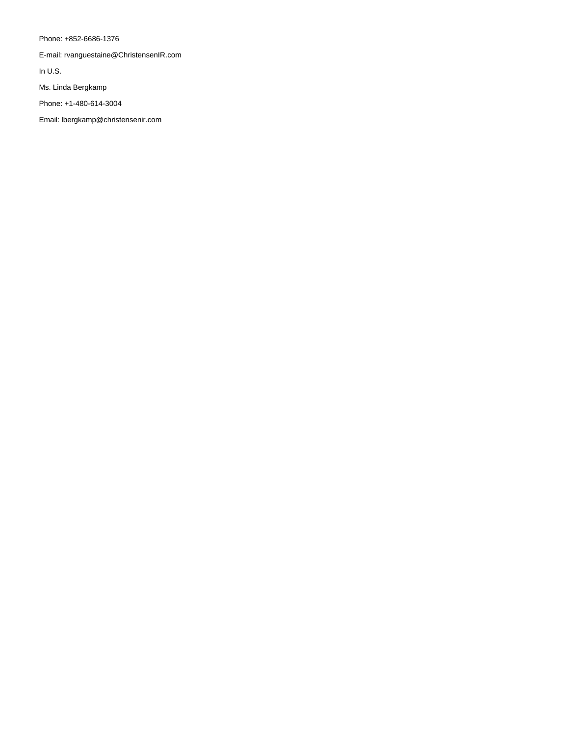Phone: +852-6686-1376

E-mail: rvanguestaine@ChristensenIR.com

In U.S.

Ms. Linda Bergkamp

Phone: +1-480-614-3004

Email: lbergkamp@christensenir.com